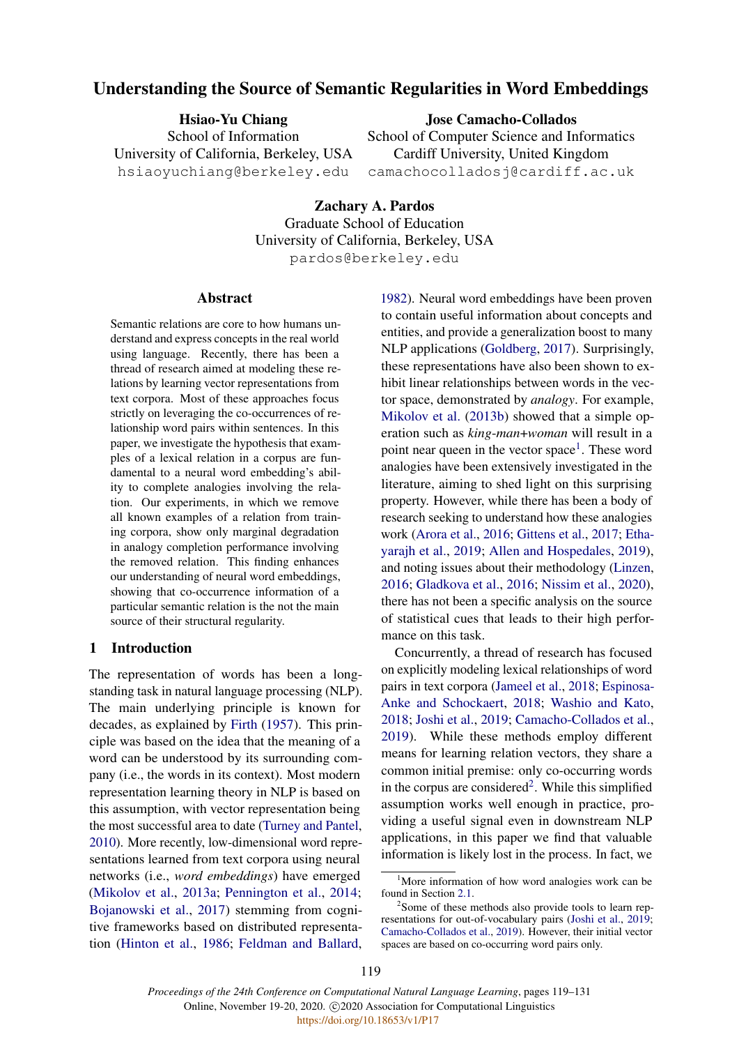# Understanding the Source of Semantic Regularities in Word Embeddings

**Hsiao-Yu Chiang**
School of Information
University of California, Berkeley, USA
hsiaoyuchiang@berkeley.edu

**Jose Camacho-Collados**
School of Computer Science and Informatics
Cardiff University, United Kingdom
camachocolladosj@cardiff.ac.uk

**Zachary A. Pardos**
Graduate School of Education
University of California, Berkeley, USA
pardos@berkeley.edu

## Abstract

Semantic relations are core to how humans understand and express concepts in the real world using language. Recently, there has been a thread of research aimed at modeling these relations by learning vector representations from text corpora. Most of these approaches focus strictly on leveraging the co-occurrences of relationship word pairs within sentences. In this paper, we investigate the hypothesis that examples of a lexical relation in a corpus are fundamental to a neural word embedding's ability to complete analogies involving the relation. Our experiments, in which we remove all known examples of a relation from training corpora, show only marginal degradation in analogy completion performance involving the removed relation. This finding enhances our understanding of neural word embeddings, showing that co-occurrence information of a particular semantic relation is the not the main source of their structural regularity.

## 1 Introduction

The representation of words has been a longstanding task in natural language processing (NLP). The main underlying principle is known for decades, as explained by Firth (1957). This principle was based on the idea that the meaning of a word can be understood by its surrounding company (i.e., the words in its context). Most modern representation learning theory in NLP is based on this assumption, with vector representation being the most successful area to date (Turney and Pantel, 2010). More recently, low-dimensional word representations learned from text corpora using neural networks (i.e., *word embeddings*) have emerged (Mikolov et al., 2013a; Pennington et al., 2014; Bojanowski et al., 2017) stemming from cognitive frameworks based on distributed representation (Hinton et al., 1986; Feldman and Ballard, 1982). Neural word embeddings have been proven to contain useful information about concepts and entities, and provide a generalization boost to many NLP applications (Goldberg, 2017). Surprisingly, these representations have also been shown to exhibit linear relationships between words in the vector space, demonstrated by *analogy*. For example, Mikolov et al. (2013b) showed that a simple operation such as *king-man+woman* will result in a point near queen in the vector space[1]. These word analogies have been extensively investigated in the literature, aiming to shed light on this surprising property. However, while there has been a body of research seeking to understand how these analogies work (Arora et al., 2016; Gittens et al., 2017; Ethayarajh et al., 2019; Allen and Hospedales, 2019), and noting issues about their methodology (Linzen, 2016; Gladkova et al., 2016; Nissim et al., 2020), there has not been a specific analysis on the source of statistical cues that leads to their high performance on this task.

Concurrently, a thread of research has focused on explicitly modeling lexical relationships of word pairs in text corpora (Jameel et al., 2018; Espinosa-Anke and Schockaert, 2018; Washio and Kato, 2018; Joshi et al., 2019; Camacho-Collados et al., 2019). While these methods employ different means for learning relation vectors, they share a common initial premise: only co-occurring words in the corpus are considered[2]. While this simplified assumption works well enough in practice, providing a useful signal even in downstream NLP applications, in this paper we find that valuable information is likely lost in the process. In fact, we

[1] More information of how word analogies work can be found in Section 2.1.

[2] Some of these methods also provide tools to learn representations for out-of-vocabulary pairs (Joshi et al., 2019; Camacho-Collados et al., 2019). However, their initial vector spaces are based on co-occurring word pairs only.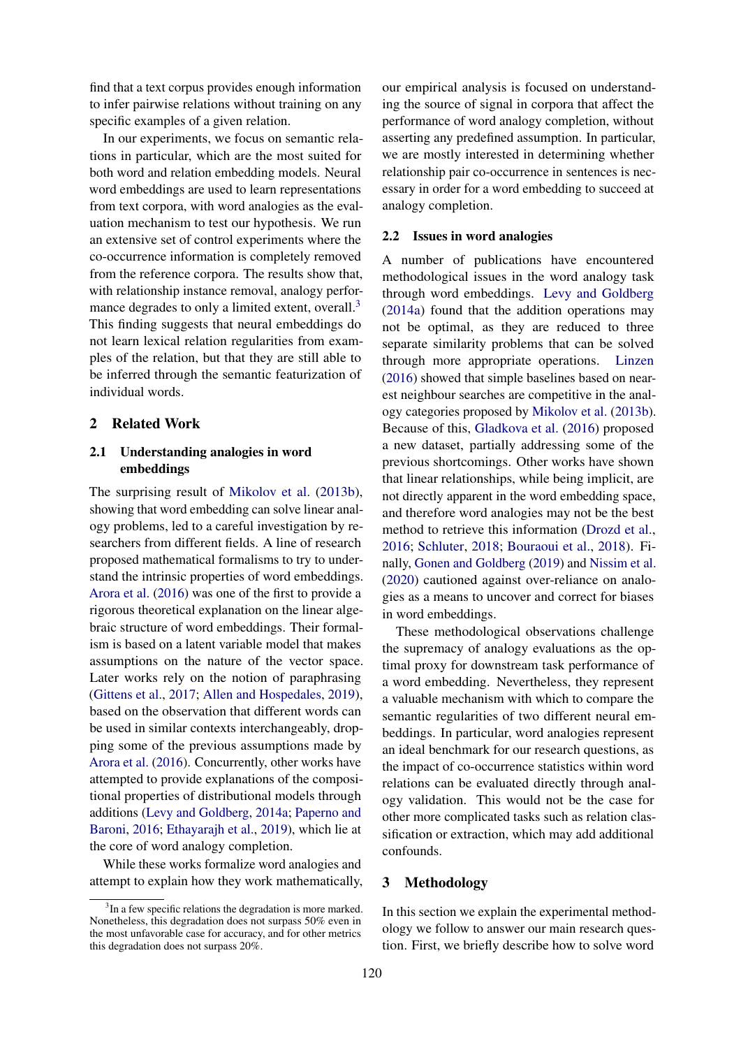find that a text corpus provides enough information to infer pairwise relations without training on any specific examples of a given relation.

In our experiments, we focus on semantic relations in particular, which are the most suited for both word and relation embedding models. Neural word embeddings are used to learn representations from text corpora, with word analogies as the evaluation mechanism to test our hypothesis. We run an extensive set of control experiments where the co-occurrence information is completely removed from the reference corpora. The results show that, with relationship instance removal, analogy performance degrades to only a limited extent, overall.[3] This finding suggests that neural embeddings do not learn lexical relation regularities from examples of the relation, but that they are still able to be inferred through the semantic featurization of individual words.

## 2 Related Work

### 2.1 Understanding analogies in word embeddings

The surprising result of Mikolov et al. (2013b), showing that word embedding can solve linear analogy problems, led to a careful investigation by researchers from different fields. A line of research proposed mathematical formalisms to try to understand the intrinsic properties of word embeddings. Arora et al. (2016) was one of the first to provide a rigorous theoretical explanation on the linear algebraic structure of word embeddings. Their formalism is based on a latent variable model that makes assumptions on the nature of the vector space. Later works rely on the notion of paraphrasing (Gittens et al., 2017; Allen and Hospedales, 2019), based on the observation that different words can be used in similar contexts interchangeably, dropping some of the previous assumptions made by Arora et al. (2016). Concurrently, other works have attempted to provide explanations of the compositional properties of distributional models through additions (Levy and Goldberg, 2014a; Paperno and Baroni, 2016; Ethayarajh et al., 2019), which lie at the core of word analogy completion.

While these works formalize word analogies and attempt to explain how they work mathematically, our empirical analysis is focused on understanding the source of signal in corpora that affect the performance of word analogy completion, without asserting any predefined assumption. In particular, we are mostly interested in determining whether relationship pair co-occurrence in sentences is necessary in order for a word embedding to succeed at analogy completion.

### 2.2 Issues in word analogies

A number of publications have encountered methodological issues in the word analogy task through word embeddings. Levy and Goldberg (2014a) found that the addition operations may not be optimal, as they are reduced to three separate similarity problems that can be solved through more appropriate operations. Linzen (2016) showed that simple baselines based on nearest neighbour searches are competitive in the analogy categories proposed by Mikolov et al. (2013b). Because of this, Gladkova et al. (2016) proposed a new dataset, partially addressing some of the previous shortcomings. Other works have shown that linear relationships, while being implicit, are not directly apparent in the word embedding space, and therefore word analogies may not be the best method to retrieve this information (Drozd et al., 2016; Schluter, 2018; Bouraoui et al., 2018). Finally, Gonen and Goldberg (2019) and Nissim et al. (2020) cautioned against over-reliance on analogies as a means to uncover and correct for biases in word embeddings.

These methodological observations challenge the supremacy of analogy evaluations as the optimal proxy for downstream task performance of a word embedding. Nevertheless, they represent a valuable mechanism with which to compare the semantic regularities of two different neural embeddings. In particular, word analogies represent an ideal benchmark for our research questions, as the impact of co-occurrence statistics within word relations can be evaluated directly through analogy validation. This would not be the case for other more complicated tasks such as relation classification or extraction, which may add additional confounds.

## 3 Methodology

In this section we explain the experimental methodology we follow to answer our main research question. First, we briefly describe how to solve word

[3] In a few specific relations the degradation is more marked. Nonetheless, this degradation does not surpass 50% even in the most unfavorable case for accuracy, and for other metrics this degradation does not surpass 20%.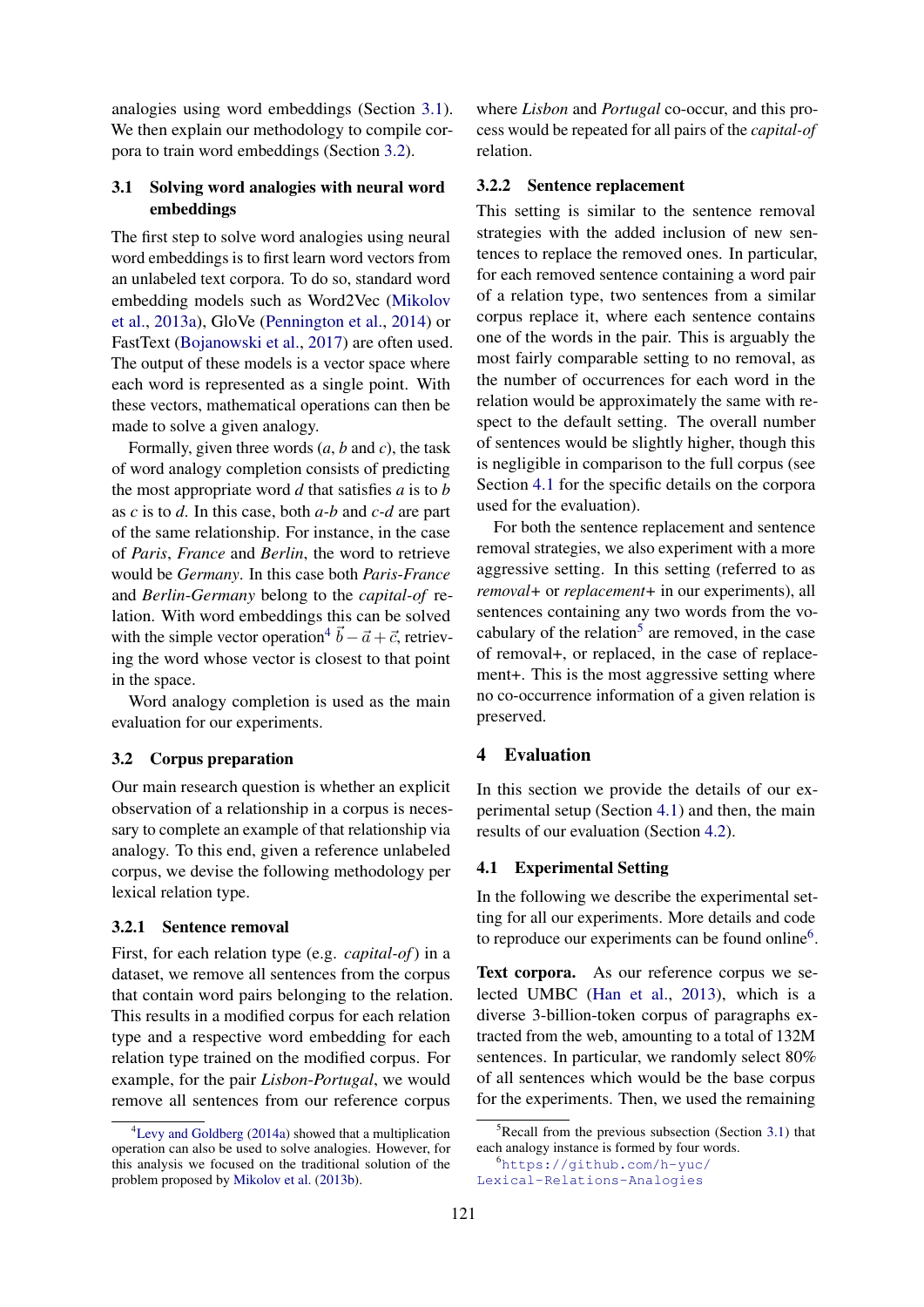analogies using word embeddings (Section 3.1). We then explain our methodology to compile corpora to train word embeddings (Section 3.2).

### 3.1 Solving word analogies with neural word embeddings

The first step to solve word analogies using neural word embeddings is to first learn word vectors from an unlabeled text corpora. To do so, standard word embedding models such as Word2Vec (Mikolov et al., 2013a), GloVe (Pennington et al., 2014) or FastText (Bojanowski et al., 2017) are often used. The output of these models is a vector space where each word is represented as a single point. With these vectors, mathematical operations can then be made to solve a given analogy.

Formally, given three words (*a*, *b* and *c*), the task of word analogy completion consists of predicting the most appropriate word *d* that satisfies *a* is to *b* as *c* is to *d*. In this case, both *a*-*b* and *c*-*d* are part of the same relationship. For instance, in the case of *Paris*, *France* and *Berlin*, the word to retrieve would be *Germany*. In this case both *Paris-France* and *Berlin-Germany* belong to the *capital-of* relation. With word embeddings this can be solved with the simple vector operation[4] $\vec{b} - \vec{a} + \vec{c}$, retrieving the word whose vector is closest to that point in the space.

Word analogy completion is used as the main evaluation for our experiments.

### 3.2 Corpus preparation

Our main research question is whether an explicit observation of a relationship in a corpus is necessary to complete an example of that relationship via analogy. To this end, given a reference unlabeled corpus, we devise the following methodology per lexical relation type.

#### 3.2.1 Sentence removal

First, for each relation type (e.g. *capital-of*) in a dataset, we remove all sentences from the corpus that contain word pairs belonging to the relation. This results in a modified corpus for each relation type and a respective word embedding for each relation type trained on the modified corpus. For example, for the pair *Lisbon-Portugal*, we would remove all sentences from our reference corpus where *Lisbon* and *Portugal* co-occur, and this process would be repeated for all pairs of the *capital-of* relation.

#### 3.2.2 Sentence replacement

This setting is similar to the sentence removal strategies with the added inclusion of new sentences to replace the removed ones. In particular, for each removed sentence containing a word pair of a relation type, two sentences from a similar corpus replace it, where each sentence contains one of the words in the pair. This is arguably the most fairly comparable setting to no removal, as the number of occurrences for each word in the relation would be approximately the same with respect to the default setting. The overall number of sentences would be slightly higher, though this is negligible in comparison to the full corpus (see Section 4.1 for the specific details on the corpora used for the evaluation).

For both the sentence replacement and sentence removal strategies, we also experiment with a more aggressive setting. In this setting (referred to as *removal+* or *replacement+* in our experiments), all sentences containing any two words from the vocabulary of the relation[5] are removed, in the case of removal+, or replaced, in the case of replacement+. This is the most aggressive setting where no co-occurrence information of a given relation is preserved.

## 4 Evaluation

In this section we provide the details of our experimental setup (Section 4.1) and then, the main results of our evaluation (Section 4.2).

### 4.1 Experimental Setting

In the following we describe the experimental setting for all our experiments. More details and code to reproduce our experiments can be found online[6].

**Text corpora.** As our reference corpus we selected UMBC (Han et al., 2013), which is a diverse 3-billion-token corpus of paragraphs extracted from the web, amounting to a total of 132M sentences. In particular, we randomly select 80% of all sentences which would be the base corpus for the experiments. Then, we used the remaining

[4] Levy and Goldberg (2014a) showed that a multiplication operation can also be used to solve analogies. However, for this analysis we focused on the traditional solution of the problem proposed by Mikolov et al. (2013b).

[5] Recall from the previous subsection (Section 3.1) that each analogy instance is formed by four words.

[6] https://github.com/h-yuc/Lexical-Relations-Analogies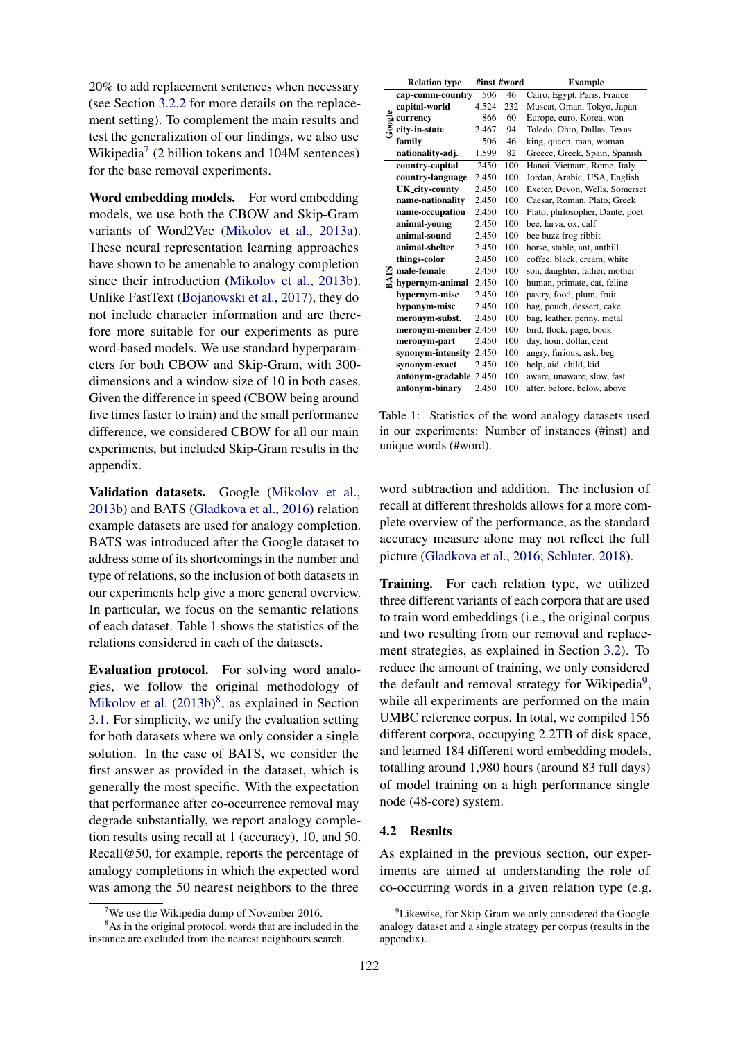20% to add replacement sentences when necessary (see Section 3.2.2 for more details on the replacement setting). To complement the main results and test the generalization of our findings, we also use Wikipedia[7] (2 billion tokens and 104M sentences) for the base removal experiments.

**Word embedding models.** For word embedding models, we use both the CBOW and Skip-Gram variants of Word2Vec (Mikolov et al., 2013a). These neural representation learning approaches have shown to be amenable to analogy completion since their introduction (Mikolov et al., 2013b). Unlike FastText (Bojanowski et al., 2017), they do not include character information and are therefore more suitable for our experiments as pure word-based models. We use standard hyperparameters for both CBOW and Skip-Gram, with 300-dimensions and a window size of 10 in both cases. Given the difference in speed (CBOW being around five times faster to train) and the small performance difference, we considered CBOW for all our main experiments, but included Skip-Gram results in the appendix.

**Validation datasets.** Google (Mikolov et al., 2013b) and BATS (Gladkova et al., 2016) relation example datasets are used for analogy completion. BATS was introduced after the Google dataset to address some of its shortcomings in the number and type of relations, so the inclusion of both datasets in our experiments help give a more general overview. In particular, we focus on the semantic relations of each dataset. Table 1 shows the statistics of the relations considered in each of the datasets.

**Evaluation protocol.** For solving word analogies, we follow the original methodology of Mikolov et al. (2013b)[8], as explained in Section 3.1. For simplicity, we unify the evaluation setting for both datasets where we only consider a single solution. In the case of BATS, we consider the first answer as provided in the dataset, which is generally the most specific. With the expectation that performance after co-occurrence removal may degrade substantially, we report analogy completion results using recall at 1 (accuracy), 10, and 50. Recall@50, for example, reports the percentage of analogy completions in which the expected word was among the 50 nearest neighbors to the three word subtraction and addition. The inclusion of recall at different thresholds allows for a more complete overview of the performance, as the standard accuracy measure alone may not reflect the full picture (Gladkova et al., 2016; Schluter, 2018).

| | Relation type | #inst | #word | Example |
|---|---|---|---|---|
| Google | cap-comm-country | 506 | 46 | Cairo, Egypt, Paris, France |
| | capital-world | 4,524 | 232 | Muscat, Oman, Tokyo, Japan |
| | currency | 866 | 60 | Europe, euro, Korea, won |
| | city-in-state | 2,467 | 94 | Toledo, Ohio, Dallas, Texas |
| | family | 506 | 46 | king, queen, man, woman |
| | nationality-adj. | 1,599 | 82 | Greece, Greek, Spain, Spanish |
| BATS | country-capital | 2450 | 100 | Hanoi, Vietnam, Rome, Italy |
| | country-language | 2,450 | 100 | Jordan, Arabic, USA, English |
| | UK_city-county | 2,450 | 100 | Exeter, Devon, Wells, Somerset |
| | name-nationality | 2,450 | 100 | Caesar, Roman, Plato, Greek |
| | name-occupation | 2,450 | 100 | Plato, philosopher, Dante, poet |
| | animal-young | 2,450 | 100 | bee, larva, ox, calf |
| | animal-sound | 2,450 | 100 | bee buzz frog ribbit |
| | animal-shelter | 2,450 | 100 | horse, stable, ant, anthill |
| | things-color | 2,450 | 100 | coffee, black, cream, white |
| | male-female | 2,450 | 100 | son, daughter, father, mother |
| | hypernym-animal | 2,450 | 100 | human, primate, cat, feline |
| | hypernym-misc | 2,450 | 100 | pastry, food, plum, fruit |
| | hyponym-misc | 2,450 | 100 | bag, pouch, dessert, cake |
| | meronym-subst. | 2,450 | 100 | bag, leather, penny, metal |
| | meronym-member | 2,450 | 100 | bird, flock, page, book |
| | meronym-part | 2,450 | 100 | day, hour, dollar, cent |
| | synonym-intensity | 2,450 | 100 | angry, furious, ask, beg |
| | synonym-exact | 2,450 | 100 | help, aid, child, kid |
| | antonym-gradable | 2,450 | 100 | aware, unaware, slow, fast |
| | antonym-binary | 2,450 | 100 | after, before, below, above |

Table 1: Statistics of the word analogy datasets used in our experiments: Number of instances (#inst) and unique words (#word).

**Training.** For each relation type, we utilized three different variants of each corpora that are used to train word embeddings (i.e., the original corpus and two resulting from our removal and replacement strategies, as explained in Section 3.2). To reduce the amount of training, we only considered the default and removal strategy for Wikipedia[9], while all experiments are performed on the main UMBC reference corpus. In total, we compiled 156 different corpora, occupying 2.2TB of disk space, and learned 184 different word embedding models, totalling around 1,980 hours (around 83 full days) of model training on a high performance single node (48-core) system.

## 4.2 Results

As explained in the previous section, our experiments are aimed at understanding the role of co-occurring words in a given relation type (e.g.

[7] We use the Wikipedia dump of November 2016.

[8] As in the original protocol, words that are included in the instance are excluded from the nearest neighbours search.

[9] Likewise, for Skip-Gram we only considered the Google analogy dataset and a single strategy per corpus (results in the appendix).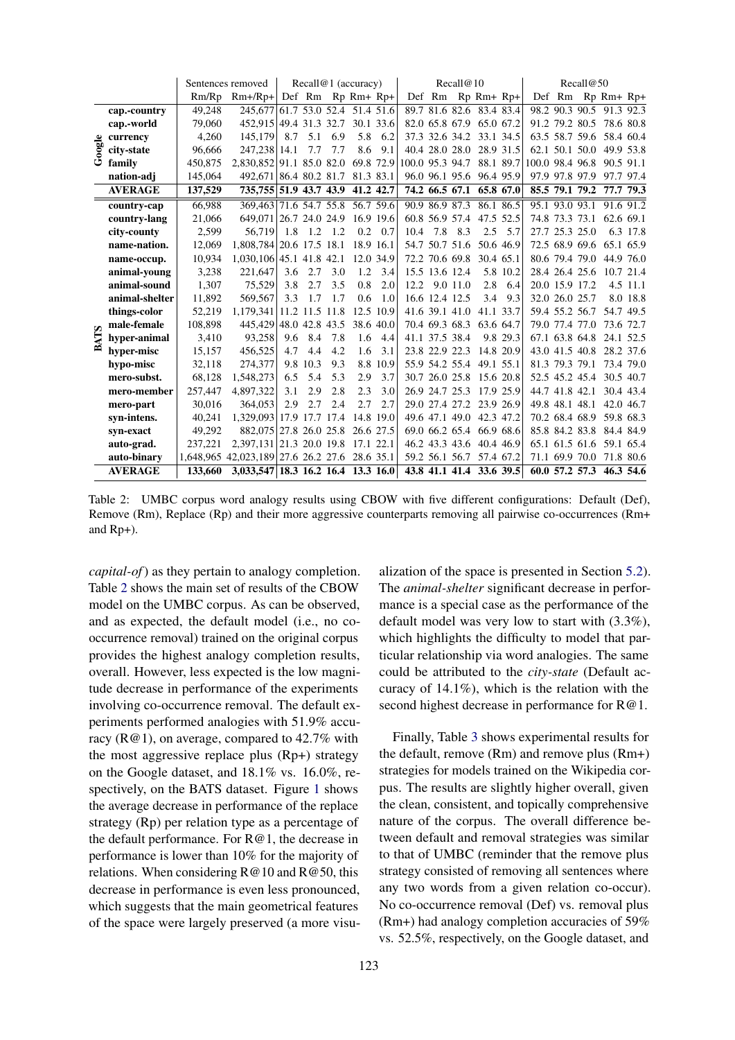| | | Sentences removed | | Recall@1 (accuracy) | | | | | Recall@10 | | | | | Recall@50 | | | | |
|---|---|---|---|---|---|---|---|---|---|---|---|---|---|---|---|---|---|---|
| | | Rm/Rp | Rm+/Rp+ | Def | Rm | Rp | Rm+ | Rp+ | Def | Rm | Rp | Rm+ | Rp+ | Def | Rm | Rp | Rm+ | Rp+ |
| Google | cap.-country | 49,248 | 245,677 | 61.7 | 53.0 | 52.4 | 51.4 | 51.6 | 89.7 | 81.6 | 82.6 | 83.4 | 83.4 | 98.2 | 90.3 | 90.5 | 91.3 | 92.3 |
| | cap.-world | 79,060 | 452,915 | 49.4 | 31.3 | 32.7 | 30.1 | 33.6 | 82.0 | 65.8 | 67.9 | 65.0 | 67.2 | 91.2 | 79.2 | 80.5 | 78.6 | 80.8 |
| | currency | 4,260 | 145,179 | 8.7 | 5.1 | 6.9 | 5.8 | 6.2 | 37.3 | 32.6 | 34.2 | 33.1 | 34.5 | 63.5 | 58.7 | 59.6 | 58.4 | 60.4 |
| | city-state | 96,666 | 247,238 | 14.1 | 7.7 | 7.7 | 8.6 | 9.1 | 40.4 | 28.0 | 28.0 | 28.9 | 31.5 | 62.1 | 50.1 | 50.0 | 49.9 | 53.8 |
| | family | 450,875 | 2,830,852 | 91.1 | 85.0 | 82.0 | 69.8 | 72.9 | 100.0 | 95.3 | 94.7 | 88.1 | 89.7 | 100.0 | 98.4 | 96.8 | 90.5 | 91.1 |
| | nation-adj | 145,064 | 492,671 | 86.4 | 80.2 | 81.7 | 81.3 | 83.1 | 96.0 | 96.1 | 95.6 | 96.4 | 95.9 | 97.9 | 97.8 | 97.9 | 97.7 | 97.4 |
| | **AVERAGE** | **137,529** | **735,755** | **51.9** | **43.7** | **43.9** | **41.2** | **42.7** | **74.2** | **66.5** | **67.1** | **65.8** | **67.0** | **85.5** | **79.1** | **79.2** | **77.7** | **79.3** |
| BATS | country-cap | 66,988 | 369,463 | 71.6 | 54.7 | 55.8 | 56.7 | 59.6 | 90.9 | 86.9 | 87.3 | 86.1 | 86.5 | 95.1 | 93.0 | 93.1 | 91.6 | 91.2 |
| | country-lang | 21,066 | 649,071 | 26.7 | 24.0 | 24.9 | 16.9 | 19.6 | 60.8 | 56.9 | 57.4 | 47.5 | 52.5 | 74.8 | 73.3 | 73.1 | 62.6 | 69.1 |
| | city-county | 2,599 | 56,719 | 1.8 | 1.2 | 1.2 | 0.2 | 0.7 | 10.4 | 7.8 | 8.3 | 2.5 | 5.7 | 27.7 | 25.3 | 25.0 | 6.3 | 17.8 |
| | name-nation. | 12,069 | 1,808,784 | 20.6 | 17.5 | 18.1 | 18.9 | 16.1 | 54.7 | 50.7 | 51.6 | 50.6 | 46.9 | 72.5 | 68.9 | 69.6 | 65.1 | 65.9 |
| | name-occup. | 10,934 | 1,030,106 | 45.1 | 41.8 | 42.1 | 12.0 | 34.9 | 72.2 | 70.6 | 69.8 | 30.4 | 65.1 | 80.6 | 79.4 | 79.0 | 44.9 | 76.0 |
| | animal-young | 3,238 | 221,647 | 3.6 | 2.7 | 3.0 | 1.2 | 3.4 | 15.5 | 13.6 | 12.4 | 5.8 | 10.2 | 28.4 | 26.4 | 25.6 | 10.7 | 21.4 |
| | animal-sound | 1,307 | 75,529 | 3.8 | 2.7 | 3.5 | 0.8 | 2.0 | 12.2 | 9.0 | 11.0 | 2.8 | 6.4 | 20.0 | 15.9 | 17.2 | 4.5 | 11.1 |
| | animal-shelter | 11,892 | 569,567 | 3.3 | 1.7 | 1.7 | 0.6 | 1.0 | 16.6 | 12.4 | 12.5 | 3.4 | 9.3 | 32.0 | 26.0 | 25.7 | 8.0 | 18.8 |
| | things-color | 52,219 | 1,179,341 | 11.2 | 11.5 | 11.8 | 12.5 | 10.9 | 41.6 | 39.1 | 41.0 | 41.1 | 33.7 | 59.4 | 55.2 | 56.7 | 54.7 | 49.5 |
| | male-female | 108,898 | 445,429 | 48.0 | 42.8 | 43.5 | 38.6 | 40.0 | 70.4 | 69.3 | 68.3 | 63.6 | 64.7 | 79.0 | 77.4 | 77.0 | 73.6 | 72.7 |
| | hyper-animal | 3,410 | 93,258 | 9.6 | 8.4 | 7.8 | 1.6 | 4.4 | 41.1 | 37.5 | 38.4 | 9.8 | 29.3 | 67.1 | 63.8 | 64.8 | 24.1 | 52.5 |
| | hyper-misc | 15,157 | 456,525 | 4.7 | 4.4 | 4.2 | 1.6 | 3.1 | 23.8 | 22.9 | 22.3 | 14.8 | 20.9 | 43.0 | 41.5 | 40.8 | 28.2 | 37.6 |
| | hypo-misc | 32,118 | 274,377 | 9.8 | 10.3 | 9.3 | 8.8 | 10.9 | 55.9 | 54.2 | 55.4 | 49.1 | 55.1 | 81.3 | 79.3 | 79.1 | 73.4 | 79.0 |
| | mero-subst. | 68,128 | 1,548,273 | 6.5 | 5.4 | 5.3 | 2.9 | 3.7 | 30.7 | 26.0 | 25.8 | 15.6 | 20.8 | 52.5 | 45.2 | 45.4 | 30.5 | 40.7 |
| | mero-member | 257,447 | 4,897,322 | 3.1 | 2.9 | 2.8 | 2.3 | 3.0 | 26.9 | 24.7 | 25.3 | 17.9 | 25.9 | 44.7 | 41.8 | 42.1 | 30.4 | 43.4 |
| | mero-part | 30,016 | 364,053 | 2.9 | 2.7 | 2.4 | 2.7 | 2.7 | 29.0 | 27.4 | 27.2 | 23.9 | 26.9 | 49.8 | 48.1 | 48.1 | 42.0 | 46.7 |
| | syn-intens. | 40,241 | 1,329,093 | 17.9 | 17.7 | 17.4 | 14.8 | 19.0 | 49.6 | 47.1 | 49.0 | 42.3 | 47.2 | 70.2 | 68.4 | 68.9 | 59.8 | 68.3 |
| | syn-exact | 49,292 | 882,075 | 27.8 | 26.0 | 25.8 | 26.6 | 27.5 | 69.0 | 66.2 | 65.4 | 66.9 | 68.6 | 85.8 | 84.2 | 83.8 | 84.4 | 84.9 |
| | auto-grad. | 237,221 | 2,397,131 | 21.3 | 20.0 | 19.8 | 17.1 | 22.1 | 46.2 | 43.3 | 43.6 | 40.4 | 46.9 | 65.1 | 61.5 | 61.6 | 59.1 | 65.4 |
| | auto-binary | 1,648,965 | 42,023,189 | 27.6 | 26.2 | 27.6 | 28.6 | 35.1 | 59.2 | 56.1 | 56.7 | 57.4 | 67.2 | 71.1 | 69.9 | 70.0 | 71.8 | 80.6 |
| | **AVERAGE** | **133,660** | **3,033,547** | **18.3** | **16.2** | **16.4** | **13.3** | **16.0** | **43.8** | **41.1** | **41.4** | **33.6** | **39.5** | **60.0** | **57.2** | **57.3** | **46.3** | **54.6** |

Table 2: UMBC corpus word analogy results using CBOW with five different configurations: Default (Def), Remove (Rm), Replace (Rp) and their more aggressive counterparts removing all pairwise co-occurrences (Rm+ and Rp+).

*capital-of*) as they pertain to analogy completion. Table 2 shows the main set of results of the CBOW model on the UMBC corpus. As can be observed, and as expected, the default model (i.e., no co-occurrence removal) trained on the original corpus provides the highest analogy completion results, overall. However, less expected is the low magnitude decrease in performance of the experiments involving co-occurrence removal. The default experiments performed analogies with 51.9% accuracy (R@1), on average, compared to 42.7% with the most aggressive replace plus (Rp+) strategy on the Google dataset, and 18.1% vs. 16.0%, respectively, on the BATS dataset. Figure 1 shows the average decrease in performance of the replace strategy (Rp) per relation type as a percentage of the default performance. For R@1, the decrease in performance is lower than 10% for the majority of relations. When considering R@10 and R@50, this decrease in performance is even less pronounced, which suggests that the main geometrical features of the space were largely preserved (a more visualization of the space is presented in Section 5.2). The *animal-shelter* significant decrease in performance is a special case as the performance of the default model was very low to start with (3.3%), which highlights the difficulty to model that particular relationship via word analogies. The same could be attributed to the *city-state* (Default accuracy of 14.1%), which is the relation with the second highest decrease in performance for R@1.

Finally, Table 3 shows experimental results for the default, remove (Rm) and remove plus (Rm+) strategies for models trained on the Wikipedia corpus. The results are slightly higher overall, given the clean, consistent, and topically comprehensive nature of the corpus. The overall difference between default and removal strategies was similar to that of UMBC (reminder that the remove plus strategy consisted of removing all sentences where any two words from a given relation co-occur). No co-occurrence removal (Def) vs. removal plus (Rm+) had analogy completion accuracies of 59% vs. 52.5%, respectively, on the Google dataset, and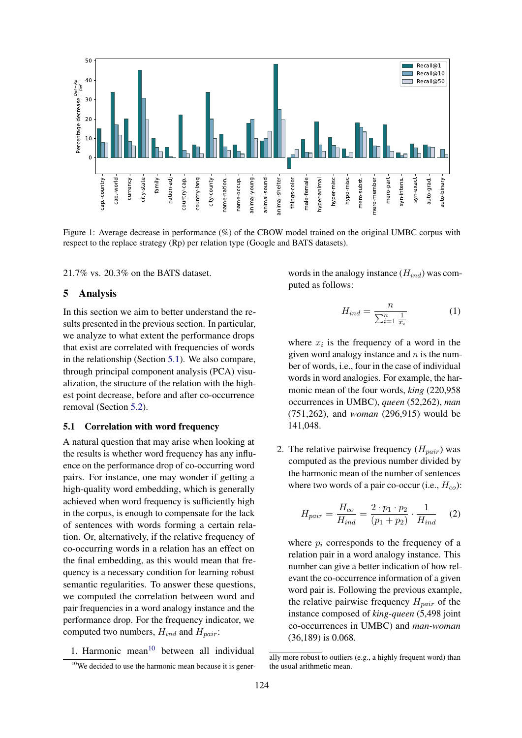Figure 1: Average decrease in performance (%) of the CBOW model trained on the original UMBC corpus with respect to the replace strategy (Rp) per relation type (Google and BATS datasets).

21.7% vs. 20.3% on the BATS dataset.

## 5 Analysis

In this section we aim to better understand the results presented in the previous section. In particular, we analyze to what extent the performance drops that exist are correlated with frequencies of words in the relationship (Section 5.1). We also compare, through principal component analysis (PCA) visualization, the structure of the relation with the highest point decrease, before and after co-occurrence removal (Section 5.2).

### 5.1 Correlation with word frequency

A natural question that may arise when looking at the results is whether word frequency has any influence on the performance drop of co-occurring word pairs. For instance, one may wonder if getting a high-quality word embedding, which is generally achieved when word frequency is sufficiently high in the corpus, is enough to compensate for the lack of sentences with words forming a certain relation. Or, alternatively, if the relative frequency of co-occurring words in a relation has an effect on the final embedding, as this would mean that frequency is a necessary condition for learning robust semantic regularities. To answer these questions, we computed the correlation between word and pair frequencies in a word analogy instance and the performance drop. For the frequency indicator, we computed two numbers, $H_{ind}$ and $H_{pair}$:

1. Harmonic mean[10] between all individual words in the analogy instance ($H_{ind}$) was computed as follows:

$$H_{ind} = \frac{n}{\sum_{i=1}^{n} \frac{1}{x_i}} \quad (1)$$

where $x_i$ is the frequency of a word in the given word analogy instance and $n$ is the number of words, i.e., four in the case of individual words in word analogies. For example, the harmonic mean of the four words, *king* (220,958 occurrences in UMBC), *queen* (52,262), *man* (751,262), and *woman* (296,915) would be 141,048.

2. The relative pairwise frequency ($H_{pair}$) was computed as the previous number divided by the harmonic mean of the number of sentences where two words of a pair co-occur (i.e., $H_{co}$):

$$H_{pair} = \frac{H_{co}}{H_{ind}} = \frac{2 \cdot p_1 \cdot p_2}{(p_1 + p_2)} \cdot \frac{1}{H_{ind}} \quad (2)$$

where $p_i$ corresponds to the frequency of a relation pair in a word analogy instance. This number can give a better indication of how relevant the co-occurrence information of a given word pair is. Following the previous example, the relative pairwise frequency $H_{pair}$ of the instance composed of *king-queen* (5,498 joint co-occurrences in UMBC) and *man-woman* (36,189) is 0.068.

[10] We decided to use the harmonic mean because it is generally more robust to outliers (e.g., a highly frequent word) than the usual arithmetic mean.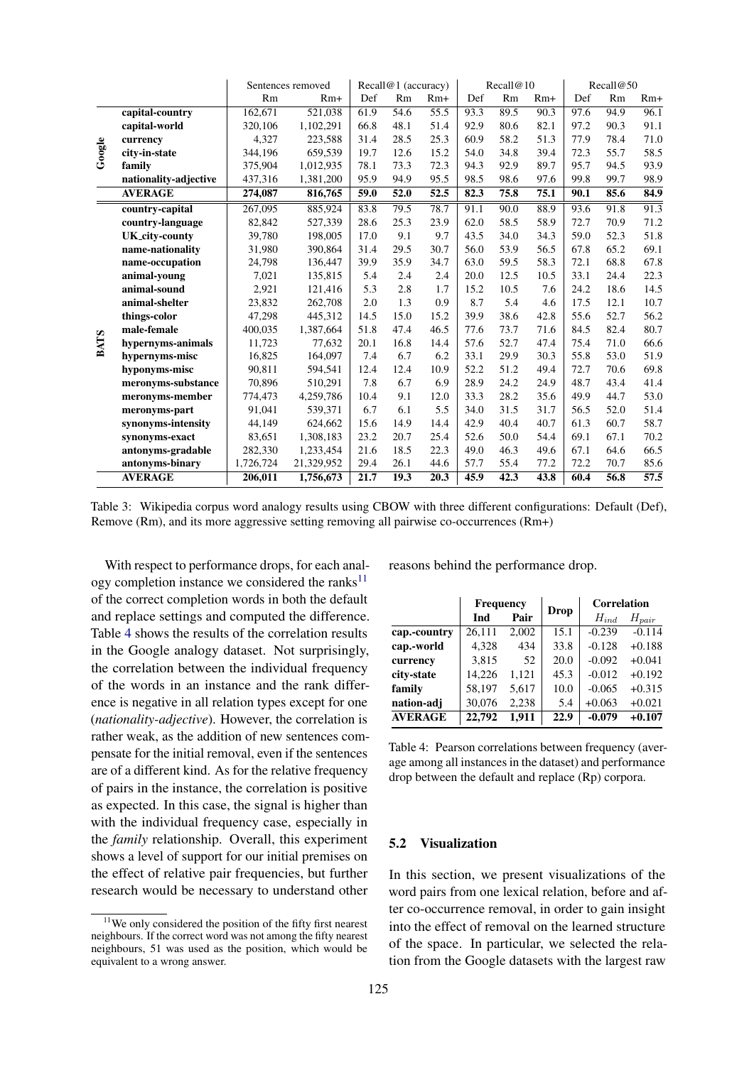| | | Sentences removed | | Recall@1 (accuracy) | | | Recall@10 | | | Recall@50 | | |
|---|---|---|---|---|---|---|---|---|---|---|---|---|
| | | Rm | Rm+ | Def | Rm | Rm+ | Def | Rm | Rm+ | Def | Rm | Rm+ |
| **Google** | **capital-country** | 162,671 | 521,038 | 61.9 | 54.6 | 55.5 | 93.3 | 89.5 | 90.3 | 97.6 | 94.9 | 96.1 |
| | **capital-world** | 320,106 | 1,102,291 | 66.8 | 48.1 | 51.4 | 92.9 | 80.6 | 82.1 | 97.2 | 90.3 | 91.1 |
| | **currency** | 4,327 | 223,588 | 31.4 | 28.5 | 25.3 | 60.9 | 58.2 | 51.3 | 77.9 | 78.4 | 71.0 |
| | **city-in-state** | 344,196 | 659,539 | 19.7 | 12.6 | 15.2 | 54.0 | 34.8 | 39.4 | 72.3 | 55.7 | 58.5 |
| | **family** | 375,904 | 1,012,935 | 78.1 | 73.3 | 72.3 | 94.3 | 92.9 | 89.7 | 95.7 | 94.5 | 93.9 |
| | **nationality-adjective** | 437,316 | 1,381,200 | 95.9 | 94.9 | 95.5 | 98.5 | 98.6 | 97.6 | 99.8 | 99.7 | 98.9 |
| | **AVERAGE** | **274,087** | **816,765** | **59.0** | **52.0** | **52.5** | **82.3** | **75.8** | **75.1** | **90.1** | **85.6** | **84.9** |
| **BATS** | **country-capital** | 267,095 | 885,924 | 83.8 | 79.5 | 78.7 | 91.1 | 90.0 | 88.9 | 93.6 | 91.8 | 91.3 |
| | **country-language** | 82,842 | 527,339 | 28.6 | 25.3 | 23.9 | 62.0 | 58.5 | 58.9 | 72.7 | 70.9 | 71.2 |
| | **UK_city-county** | 39,780 | 198,005 | 17.0 | 9.1 | 9.7 | 43.5 | 34.0 | 34.3 | 59.0 | 52.3 | 51.8 |
| | **name-nationality** | 31,980 | 390,864 | 31.4 | 29.5 | 30.7 | 56.0 | 53.9 | 56.5 | 67.8 | 65.2 | 69.1 |
| | **name-occupation** | 24,798 | 136,447 | 39.9 | 35.9 | 34.7 | 63.0 | 59.5 | 58.3 | 72.1 | 68.8 | 67.8 |
| | **animal-young** | 7,021 | 135,815 | 5.4 | 2.4 | 2.4 | 20.0 | 12.5 | 10.5 | 33.1 | 24.4 | 22.3 |
| | **animal-sound** | 2,921 | 121,416 | 5.3 | 2.8 | 1.7 | 15.2 | 10.5 | 7.6 | 24.2 | 18.6 | 14.5 |
| | **animal-shelter** | 23,832 | 262,708 | 2.0 | 1.3 | 0.9 | 8.7 | 5.4 | 4.6 | 17.5 | 12.1 | 10.7 |
| | **things-color** | 47,298 | 445,312 | 14.5 | 15.0 | 15.2 | 39.9 | 38.6 | 42.8 | 55.6 | 52.7 | 56.2 |
| | **male-female** | 400,035 | 1,387,664 | 51.8 | 47.4 | 46.5 | 77.6 | 73.7 | 71.6 | 84.5 | 82.4 | 80.7 |
| | **hypernyms-animals** | 11,723 | 77,632 | 20.1 | 16.8 | 14.4 | 57.6 | 52.7 | 47.4 | 75.4 | 71.0 | 66.6 |
| | **hypernyms-misc** | 16,825 | 164,097 | 7.4 | 6.7 | 6.2 | 33.1 | 29.9 | 30.3 | 55.8 | 53.0 | 51.9 |
| | **hyponyms-misc** | 90,811 | 594,541 | 12.4 | 12.4 | 10.9 | 52.2 | 51.2 | 49.4 | 72.7 | 70.6 | 69.8 |
| | **meronyms-substance** | 70,896 | 510,291 | 7.8 | 6.7 | 6.9 | 28.9 | 24.2 | 24.9 | 48.7 | 43.4 | 41.4 |
| | **meronyms-member** | 774,473 | 4,259,786 | 10.4 | 9.1 | 12.0 | 33.3 | 28.2 | 35.6 | 49.9 | 44.7 | 53.0 |
| | **meronyms-part** | 91,041 | 539,371 | 6.7 | 6.1 | 5.5 | 34.0 | 31.5 | 31.7 | 56.5 | 52.0 | 51.4 |
| | **synonyms-intensity** | 44,149 | 624,662 | 15.6 | 14.9 | 14.4 | 42.9 | 40.4 | 40.7 | 61.3 | 60.7 | 58.7 |
| | **synonyms-exact** | 83,651 | 1,308,183 | 23.2 | 20.7 | 25.4 | 52.6 | 50.0 | 54.4 | 69.1 | 67.1 | 70.2 |
| | **antonyms-gradable** | 282,330 | 1,233,454 | 21.6 | 18.5 | 22.3 | 49.0 | 46.3 | 49.6 | 67.1 | 64.6 | 66.5 |
| | **antonyms-binary** | 1,726,724 | 21,329,952 | 29.4 | 26.1 | 44.6 | 57.7 | 55.4 | 77.2 | 72.2 | 70.7 | 85.6 |
| | **AVERAGE** | **206,011** | **1,756,673** | **21.7** | **19.3** | **20.3** | **45.9** | **42.3** | **43.8** | **60.4** | **56.8** | **57.5** |

Table 3: Wikipedia corpus word analogy results using CBOW with three different configurations: Default (Def), Remove (Rm), and its more aggressive setting removing all pairwise co-occurrences (Rm+)

With respect to performance drops, for each analogy completion instance we considered the ranks[11] of the correct completion words in both the default and replace settings and computed the difference. Table 4 shows the results of the correlation results in the Google analogy dataset. Not surprisingly, the correlation between the individual frequency of the words in an instance and the rank difference is negative in all relation types except for one (*nationality-adjective*). However, the correlation is rather weak, as the addition of new sentences compensate for the initial removal, even if the sentences are of a different kind. As for the relative frequency of pairs in the instance, the correlation is positive as expected. In this case, the signal is higher than with the individual frequency case, especially in the *family* relationship. Overall, this experiment shows a level of support for our initial premises on the effect of relative pair frequencies, but further research would be necessary to understand other reasons behind the performance drop.

[11] We only considered the position of the fifty first nearest neighbours. If the correct word was not among the fifty nearest neighbours, 51 was used as the position, which would be equivalent to a wrong answer.

| | Frequency | | Drop | Correlation | |
|---|---|---|---|---|---|
| | Ind | Pair | | $H_{ind}$ | $H_{pair}$ |
| **cap.-country** | 26,111 | 2,002 | 15.1 | -0.239 | -0.114 |
| **cap.-world** | 4,328 | 434 | 33.8 | -0.128 | +0.188 |
| **currency** | 3,815 | 52 | 20.0 | -0.092 | +0.041 |
| **city-state** | 14,226 | 1,121 | 45.3 | -0.012 | +0.192 |
| **family** | 58,197 | 5,617 | 10.0 | -0.065 | +0.315 |
| **nation-adj** | 30,076 | 2,238 | 5.4 | +0.063 | +0.021 |
| **AVERAGE** | **22,792** | **1,911** | **22.9** | **-0.079** | **+0.107** |

Table 4: Pearson correlations between frequency (average among all instances in the dataset) and performance drop between the default and replace (Rp) corpora.

### 5.2 Visualization

In this section, we present visualizations of the word pairs from one lexical relation, before and after co-occurrence removal, in order to gain insight into the effect of removal on the learned structure of the space. In particular, we selected the relation from the Google datasets with the largest raw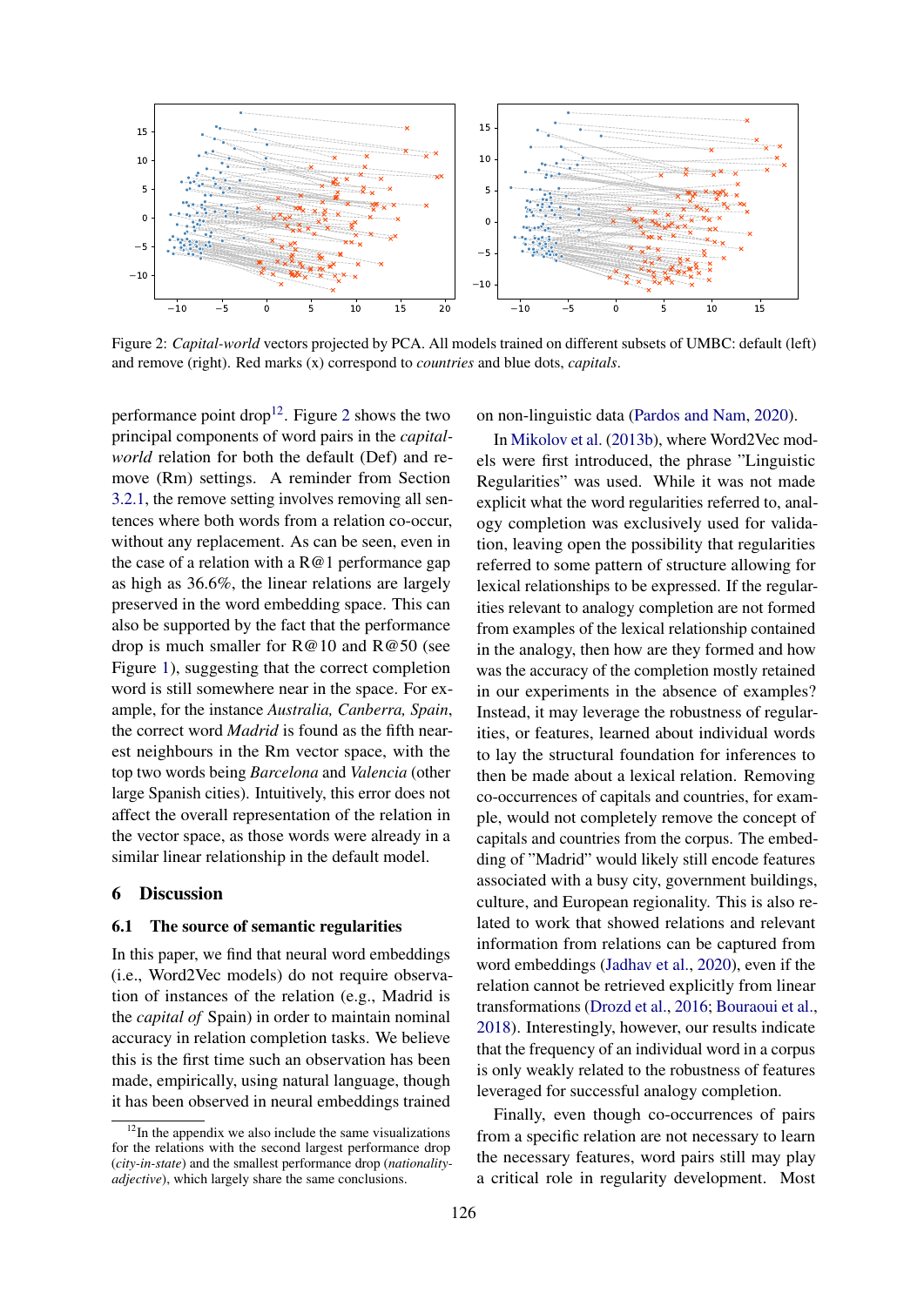Figure 2: *Capital-world* vectors projected by PCA. All models trained on different subsets of UMBC: default (left) and remove (right). Red marks (x) correspond to *countries* and blue dots, *capitals*.

performance point drop[12]. Figure 2 shows the two principal components of word pairs in the *capital-world* relation for both the default (Def) and remove (Rm) settings. A reminder from Section 3.2.1, the remove setting involves removing all sentences where both words from a relation co-occur, without any replacement. As can be seen, even in the case of a relation with a R@1 performance gap as high as 36.6%, the linear relations are largely preserved in the word embedding space. This can also be supported by the fact that the performance drop is much smaller for R@10 and R@50 (see Figure 1), suggesting that the correct completion word is still somewhere near in the space. For example, for the instance *Australia, Canberra, Spain*, the correct word *Madrid* is found as the fifth nearest neighbours in the Rm vector space, with the top two words being *Barcelona* and *Valencia* (other large Spanish cities). Intuitively, this error does not affect the overall representation of the relation in the vector space, as those words were already in a similar linear relationship in the default model.

## 6 Discussion

### 6.1 The source of semantic regularities

In this paper, we find that neural word embeddings (i.e., Word2Vec models) do not require observation of instances of the relation (e.g., Madrid is the *capital of* Spain) in order to maintain nominal accuracy in relation completion tasks. We believe this is the first time such an observation has been made, empirically, using natural language, though it has been observed in neural embeddings trained on non-linguistic data (Pardos and Nam, 2020).

In Mikolov et al. (2013b), where Word2Vec models were first introduced, the phrase "Linguistic Regularities" was used. While it was not made explicit what the word regularities referred to, analogy completion was exclusively used for validation, leaving open the possibility that regularities referred to some pattern of structure allowing for lexical relationships to be expressed. If the regularities relevant to analogy completion are not formed from examples of the lexical relationship contained in the analogy, then how are they formed and how was the accuracy of the completion mostly retained in our experiments in the absence of examples? Instead, it may leverage the robustness of regularities, or features, learned about individual words to lay the structural foundation for inferences to then be made about a lexical relation. Removing co-occurences of capitals and countries, for example, would not completely remove the concept of capitals and countries from the corpus. The embedding of "Madrid" would likely still encode features associated with a busy city, government buildings, culture, and European regionality. This is also related to work that showed relations and relevant information from relations can be captured from word embeddings (Jadhav et al., 2020), even if the relation cannot be retrieved explicitly from linear transformations (Drozd et al., 2016; Bouraoui et al., 2018). Interestingly, however, our results indicate that the frequency of an individual word in a corpus is only weakly related to the robustness of features leveraged for successful analogy completion.

Finally, even though co-occurences of pairs from a specific relation are not necessary to learn the necessary features, word pairs still may play a critical role in regularity development. Most

[12] In the appendix we also include the same visualizations for the relations with the second largest performance drop (*city-in-state*) and the smallest performance drop (*nationality-adjective*), which largely share the same conclusions.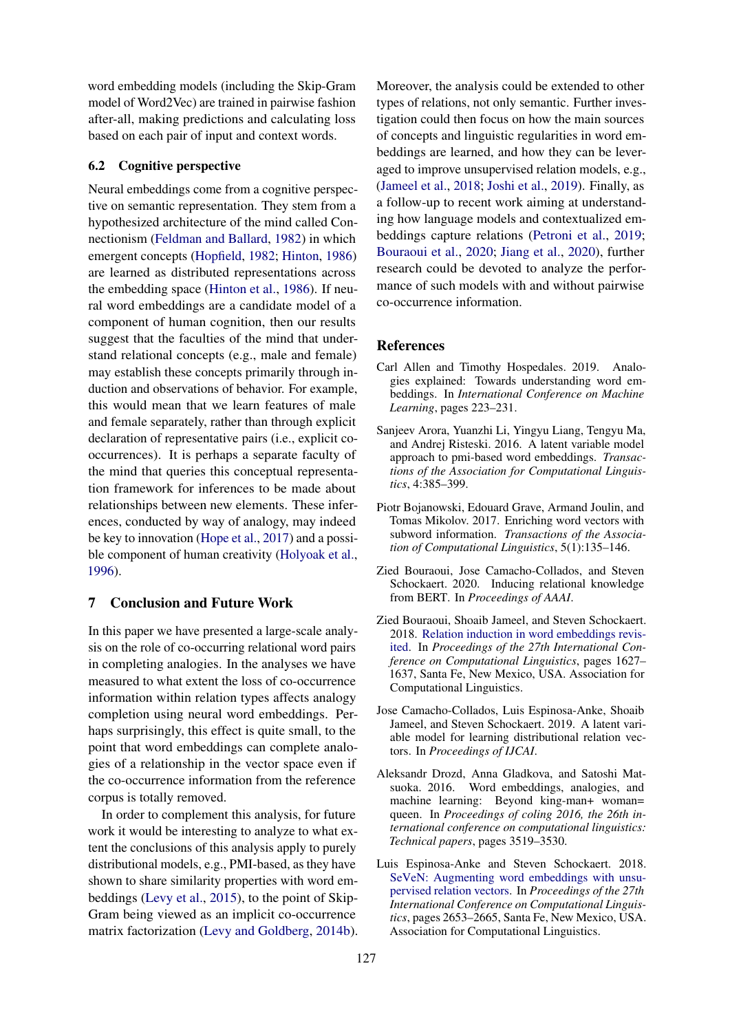word embedding models (including the Skip-Gram model of Word2Vec) are trained in pairwise fashion after-all, making predictions and calculating loss based on each pair of input and context words.

### 6.2 Cognitive perspective

Neural embeddings come from a cognitive perspective on semantic representation. They stem from a hypothesized architecture of the mind called Connectionism (Feldman and Ballard, 1982) in which emergent concepts (Hopfield, 1982; Hinton, 1986) are learned as distributed representations across the embedding space (Hinton et al., 1986). If neural word embeddings are a candidate model of a component of human cognition, then our results suggest that the faculties of the mind that understand relational concepts (e.g., male and female) may establish these concepts primarily through induction and observations of behavior. For example, this would mean that we learn features of male and female separately, rather than through explicit declaration of representative pairs (i.e., explicit co-occurrences). It is perhaps a separate faculty of the mind that queries this conceptual representation framework for inferences to be made about relationships between new elements. These inferences, conducted by way of analogy, may indeed be key to innovation (Hope et al., 2017) and a possible component of human creativity (Holyoak et al., 1996).

## 7 Conclusion and Future Work

In this paper we have presented a large-scale analysis on the role of co-occurring relational word pairs in completing analogies. In the analyses we have measured to what extent the loss of co-occurrence information within relation types affects analogy completion using neural word embeddings. Perhaps surprisingly, this effect is quite small, to the point that word embeddings can complete analogies of a relationship in the vector space even if the co-occurrence information from the reference corpus is totally removed.

In order to complement this analysis, for future work it would be interesting to analyze to what extent the conclusions of this analysis apply to purely distributional models, e.g., PMI-based, as they have shown to share similarity properties with word embeddings (Levy et al., 2015), to the point of Skip-Gram being viewed as an implicit co-occurrence matrix factorization (Levy and Goldberg, 2014b). Moreover, the analysis could be extended to other types of relations, not only semantic. Further investigation could then focus on how the main sources of concepts and linguistic regularities in word embeddings are learned, and how they can be leveraged to improve unsupervised relation models, e.g., (Jameel et al., 2018; Joshi et al., 2019). Finally, as a follow-up to recent work aiming at understanding how language models and contextualized embeddings capture relations (Petroni et al., 2019; Bouraoui et al., 2020; Jiang et al., 2020), further research could be devoted to analyze the performance of such models with and without pairwise co-occurrence information.

## References

Carl Allen and Timothy Hospedales. 2019. Analogies explained: Towards understanding word embeddings. In *International Conference on Machine Learning*, pages 223–231.

Sanjeev Arora, Yuanzhi Li, Yingyu Liang, Tengyu Ma, and Andrej Risteski. 2016. A latent variable model approach to pmi-based word embeddings. *Transactions of the Association for Computational Linguistics*, 4:385–399.

Piotr Bojanowski, Edouard Grave, Armand Joulin, and Tomas Mikolov. 2017. Enriching word vectors with subword information. *Transactions of the Association of Computational Linguistics*, 5(1):135–146.

Zied Bouraoui, Jose Camacho-Collados, and Steven Schockaert. 2020. Inducing relational knowledge from BERT. In *Proceedings of AAAI*.

Zied Bouraoui, Shoaib Jameel, and Steven Schockaert. 2018. Relation induction in word embeddings revisited. In *Proceedings of the 27th International Conference on Computational Linguistics*, pages 1627–1637, Santa Fe, New Mexico, USA. Association for Computational Linguistics.

Jose Camacho-Collados, Luis Espinosa-Anke, Shoaib Jameel, and Steven Schockaert. 2019. A latent variable model for learning distributional relation vectors. In *Proceedings of IJCAI*.

Aleksandr Drozd, Anna Gladkova, and Satoshi Matsuoka. 2016. Word embeddings, analogies, and machine learning: Beyond king-man+ woman= queen. In *Proceedings of coling 2016, the 26th international conference on computational linguistics: Technical papers*, pages 3519–3530.

Luis Espinosa-Anke and Steven Schockaert. 2018. SeVeN: Augmenting word embeddings with unsupervised relation vectors. In *Proceedings of the 27th International Conference on Computational Linguistics*, pages 2653–2665, Santa Fe, New Mexico, USA. Association for Computational Linguistics.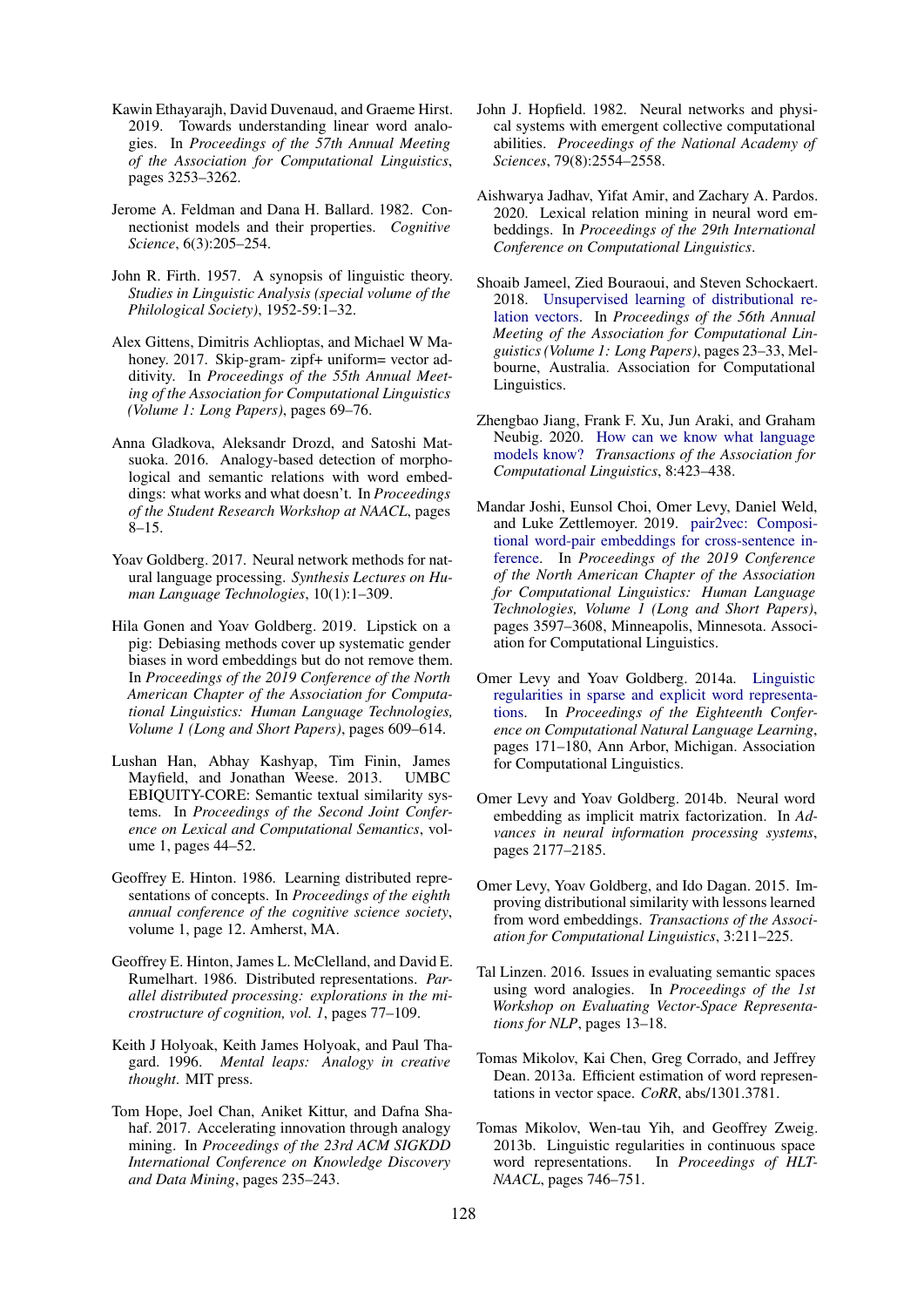Kawin Ethayarajh, David Duvenaud, and Graeme Hirst. 2019. Towards understanding linear word analogies. In *Proceedings of the 57th Annual Meeting of the Association for Computational Linguistics*, pages 3253–3262.

Jerome A. Feldman and Dana H. Ballard. 1982. Connectionist models and their properties. *Cognitive Science*, 6(3):205–254.

John R. Firth. 1957. A synopsis of linguistic theory. *Studies in Linguistic Analysis (special volume of the Philological Society)*, 1952-59:1–32.

Alex Gittens, Dimitris Achlioptas, and Michael W Mahoney. 2017. Skip-gram- zipf+ uniform= vector additivity. In *Proceedings of the 55th Annual Meeting of the Association for Computational Linguistics (Volume 1: Long Papers)*, pages 69–76.

Anna Gladkova, Aleksandr Drozd, and Satoshi Matsuoka. 2016. Analogy-based detection of morphological and semantic relations with word embeddings: what works and what doesn't. In *Proceedings of the Student Research Workshop at NAACL*, pages 8–15.

Yoav Goldberg. 2017. Neural network methods for natural language processing. *Synthesis Lectures on Human Language Technologies*, 10(1):1–309.

Hila Gonen and Yoav Goldberg. 2019. Lipstick on a pig: Debiasing methods cover up systematic gender biases in word embeddings but do not remove them. In *Proceedings of the 2019 Conference of the North American Chapter of the Association for Computational Linguistics: Human Language Technologies, Volume 1 (Long and Short Papers)*, pages 609–614.

Lushan Han, Abhay Kashyap, Tim Finin, James Mayfield, and Jonathan Weese. 2013. UMBC EBIQUITY-CORE: Semantic textual similarity systems. In *Proceedings of the Second Joint Conference on Lexical and Computational Semantics*, volume 1, pages 44–52.

Geoffrey E. Hinton. 1986. Learning distributed representations of concepts. In *Proceedings of the eighth annual conference of the cognitive science society*, volume 1, page 12. Amherst, MA.

Geoffrey E. Hinton, James L. McClelland, and David E. Rumelhart. 1986. Distributed representations. *Parallel distributed processing: explorations in the microstructure of cognition, vol. 1*, pages 77–109.

Keith J Holyoak, Keith James Holyoak, and Paul Thagard. 1996. *Mental leaps: Analogy in creative thought*. MIT press.

Tom Hope, Joel Chan, Aniket Kittur, and Dafna Shahaf. 2017. Accelerating innovation through analogy mining. In *Proceedings of the 23rd ACM SIGKDD International Conference on Knowledge Discovery and Data Mining*, pages 235–243.

John J. Hopfield. 1982. Neural networks and physical systems with emergent collective computational abilities. *Proceedings of the National Academy of Sciences*, 79(8):2554–2558.

Aishwarya Jadhav, Yifat Amir, and Zachary A. Pardos. 2020. Lexical relation mining in neural word embeddings. In *Proceedings of the 29th International Conference on Computational Linguistics*.

Shoaib Jameel, Zied Bouraoui, and Steven Schockaert. 2018. Unsupervised learning of distributional relation vectors. In *Proceedings of the 56th Annual Meeting of the Association for Computational Linguistics (Volume 1: Long Papers)*, pages 23–33, Melbourne, Australia. Association for Computational Linguistics.

Zhengbao Jiang, Frank F. Xu, Jun Araki, and Graham Neubig. 2020. How can we know what language models know? *Transactions of the Association for Computational Linguistics*, 8:423–438.

Mandar Joshi, Eunsol Choi, Omer Levy, Daniel Weld, and Luke Zettlemoyer. 2019. pair2vec: Compositional word-pair embeddings for cross-sentence inference. In *Proceedings of the 2019 Conference of the North American Chapter of the Association for Computational Linguistics: Human Language Technologies, Volume 1 (Long and Short Papers)*, pages 3597–3608, Minneapolis, Minnesota. Association for Computational Linguistics.

Omer Levy and Yoav Goldberg. 2014a. Linguistic regularities in sparse and explicit word representations. In *Proceedings of the Eighteenth Conference on Computational Natural Language Learning*, pages 171–180, Ann Arbor, Michigan. Association for Computational Linguistics.

Omer Levy and Yoav Goldberg. 2014b. Neural word embedding as implicit matrix factorization. In *Advances in neural information processing systems*, pages 2177–2185.

Omer Levy, Yoav Goldberg, and Ido Dagan. 2015. Improving distributional similarity with lessons learned from word embeddings. *Transactions of the Association for Computational Linguistics*, 3:211–225.

Tal Linzen. 2016. Issues in evaluating semantic spaces using word analogies. In *Proceedings of the 1st Workshop on Evaluating Vector-Space Representations for NLP*, pages 13–18.

Tomas Mikolov, Kai Chen, Greg Corrado, and Jeffrey Dean. 2013a. Efficient estimation of word representations in vector space. *CoRR*, abs/1301.3781.

Tomas Mikolov, Wen-tau Yih, and Geoffrey Zweig. 2013b. Linguistic regularities in continuous space word representations. In *Proceedings of HLT-NAACL*, pages 746–751.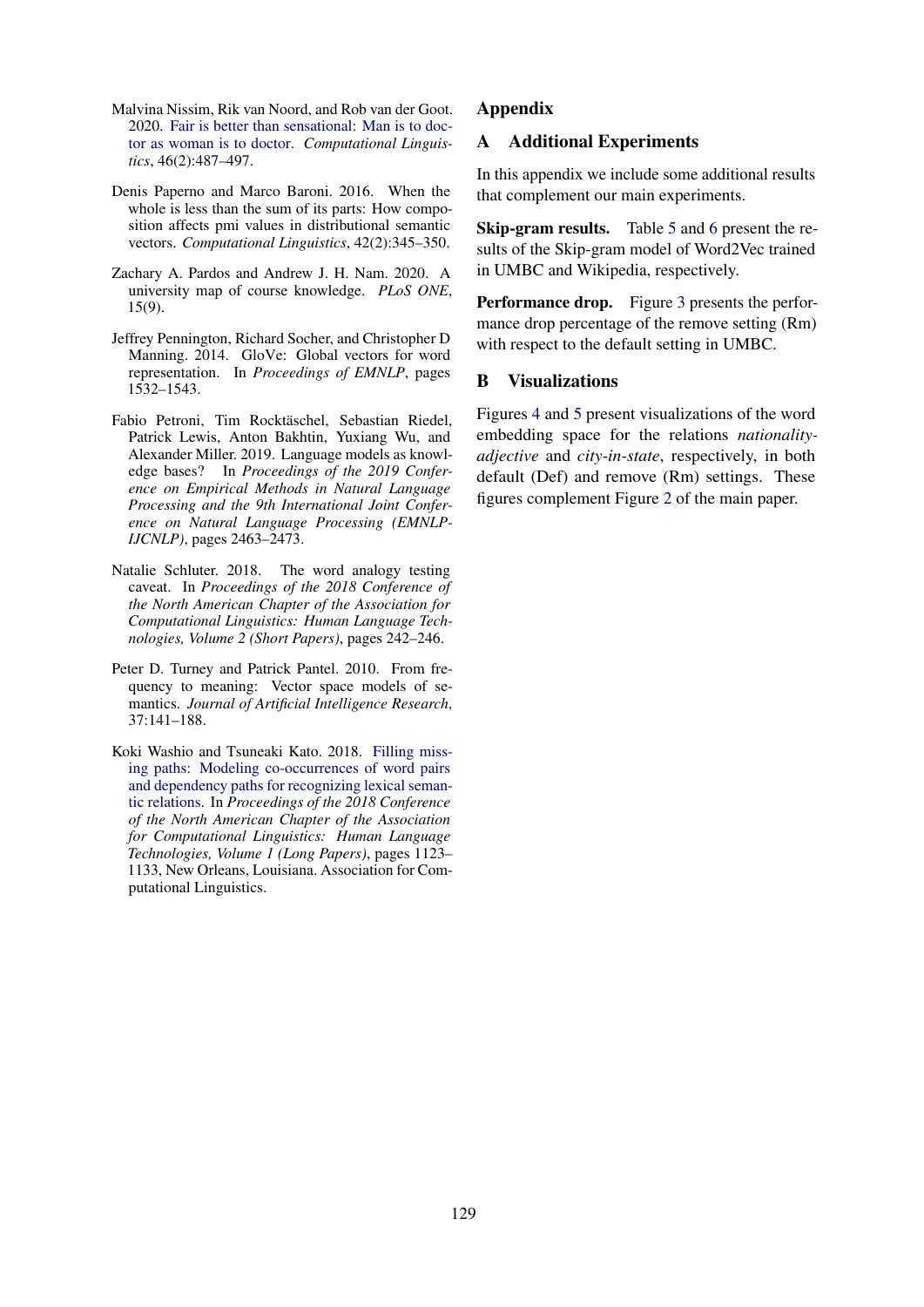Malvina Nissim, Rik van Noord, and Rob van der Goot. 2020. Fair is better than sensational: Man is to doctor as woman is to doctor. *Computational Linguistics*, 46(2):487–497.

Denis Paperno and Marco Baroni. 2016. When the whole is less than the sum of its parts: How composition affects pmi values in distributional semantic vectors. *Computational Linguistics*, 42(2):345–350.

Zachary A. Pardos and Andrew J. H. Nam. 2020. A university map of course knowledge. *PLoS ONE*, 15(9).

Jeffrey Pennington, Richard Socher, and Christopher D Manning. 2014. GloVe: Global vectors for word representation. In *Proceedings of EMNLP*, pages 1532–1543.

Fabio Petroni, Tim Rocktäschel, Sebastian Riedel, Patrick Lewis, Anton Bakhtin, Yuxiang Wu, and Alexander Miller. 2019. Language models as knowledge bases? In *Proceedings of the 2019 Conference on Empirical Methods in Natural Language Processing and the 9th International Joint Conference on Natural Language Processing (EMNLP-IJCNLP)*, pages 2463–2473.

Natalie Schluter. 2018. The word analogy testing caveat. In *Proceedings of the 2018 Conference of the North American Chapter of the Association for Computational Linguistics: Human Language Technologies, Volume 2 (Short Papers)*, pages 242–246.

Peter D. Turney and Patrick Pantel. 2010. From frequency to meaning: Vector space models of semantics. *Journal of Artificial Intelligence Research*, 37:141–188.

Koki Washio and Tsuneaki Kato. 2018. Filling missing paths: Modeling co-occurrences of word pairs and dependency paths for recognizing lexical semantic relations. In *Proceedings of the 2018 Conference of the North American Chapter of the Association for Computational Linguistics: Human Language Technologies, Volume 1 (Long Papers)*, pages 1123–1133, New Orleans, Louisiana. Association for Computational Linguistics.

# Appendix

## A Additional Experiments

In this appendix we include some additional results that complement our main experiments.

**Skip-gram results.** Table 5 and 6 present the results of the Skip-gram model of Word2Vec trained in UMBC and Wikipedia, respectively.

**Performance drop.** Figure 3 presents the performance drop percentage of the remove setting (Rm) with respect to the default setting in UMBC.

## B Visualizations

Figures 4 and 5 present visualizations of the word embedding space for the relations *nationality-adjective* and *city-in-state*, respectively, in both default (Def) and remove (Rm) settings. These figures complement Figure 2 of the main paper.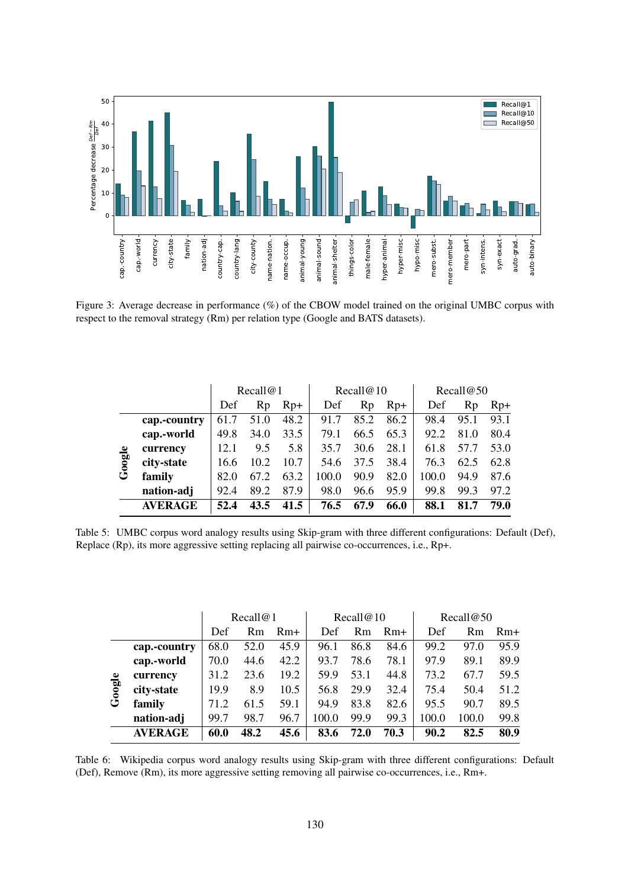Figure 3: Average decrease in performance (%) of the CBOW model trained on the original UMBC corpus with respect to the removal strategy (Rm) per relation type (Google and BATS datasets).

| | | Recall@1 | | | Recall@10 | | | Recall@50 | | |
|---|---|---|---|---|---|---|---|---|---|---|
| | | Def | Rp | Rp+ | Def | Rp | Rp+ | Def | Rp | Rp+ |
| Google | **cap.-country** | 61.7 | 51.0 | 48.2 | 91.7 | 85.2 | 86.2 | 98.4 | 95.1 | 93.1 |
| | **cap.-world** | 49.8 | 34.0 | 33.5 | 79.1 | 66.5 | 65.3 | 92.2 | 81.0 | 80.4 |
| | **currency** | 12.1 | 9.5 | 5.8 | 35.7 | 30.6 | 28.1 | 61.8 | 57.7 | 53.0 |
| | **city-state** | 16.6 | 10.2 | 10.7 | 54.6 | 37.5 | 38.4 | 76.3 | 62.5 | 62.8 |
| | **family** | 82.0 | 67.2 | 63.2 | 100.0 | 90.9 | 82.0 | 100.0 | 94.9 | 87.6 |
| | **nation-adj** | 92.4 | 89.2 | 87.9 | 98.0 | 96.6 | 95.9 | 99.8 | 99.3 | 97.2 |
| | **AVERAGE** | **52.4** | **43.5** | **41.5** | **76.5** | **67.9** | **66.0** | **88.1** | **81.7** | **79.0** |

Table 5: UMBC corpus word analogy results using Skip-gram with three different configurations: Default (Def), Replace (Rp), its more aggressive setting replacing all pairwise co-occurrences, i.e., Rp+.

| | | Recall@1 | | | Recall@10 | | | Recall@50 | | |
|---|---|---|---|---|---|---|---|---|---|---|
| | | Def | Rm | Rm+ | Def | Rm | Rm+ | Def | Rm | Rm+ |
| Google | **cap.-country** | 68.0 | 52.0 | 45.9 | 96.1 | 86.8 | 84.6 | 99.2 | 97.0 | 95.9 |
| | **cap.-world** | 70.0 | 44.6 | 42.2 | 93.7 | 78.6 | 78.1 | 97.9 | 89.1 | 89.9 |
| | **currency** | 31.2 | 23.6 | 19.2 | 59.9 | 53.1 | 44.8 | 73.2 | 67.7 | 59.5 |
| | **city-state** | 19.9 | 8.9 | 10.5 | 56.8 | 29.9 | 32.4 | 75.4 | 50.4 | 51.2 |
| | **family** | 71.2 | 61.5 | 59.1 | 94.9 | 83.8 | 82.6 | 95.5 | 90.7 | 89.5 |
| | **nation-adj** | 99.7 | 98.7 | 96.7 | 100.0 | 99.9 | 99.3 | 100.0 | 100.0 | 99.8 |
| | **AVERAGE** | **60.0** | **48.2** | **45.6** | **83.6** | **72.0** | **70.3** | **90.2** | **82.5** | **80.9** |

Table 6: Wikipedia corpus word analogy results using Skip-gram with three different configurations: Default (Def), Remove (Rm), its more aggressive setting removing all pairwise co-occurrences, i.e., Rm+.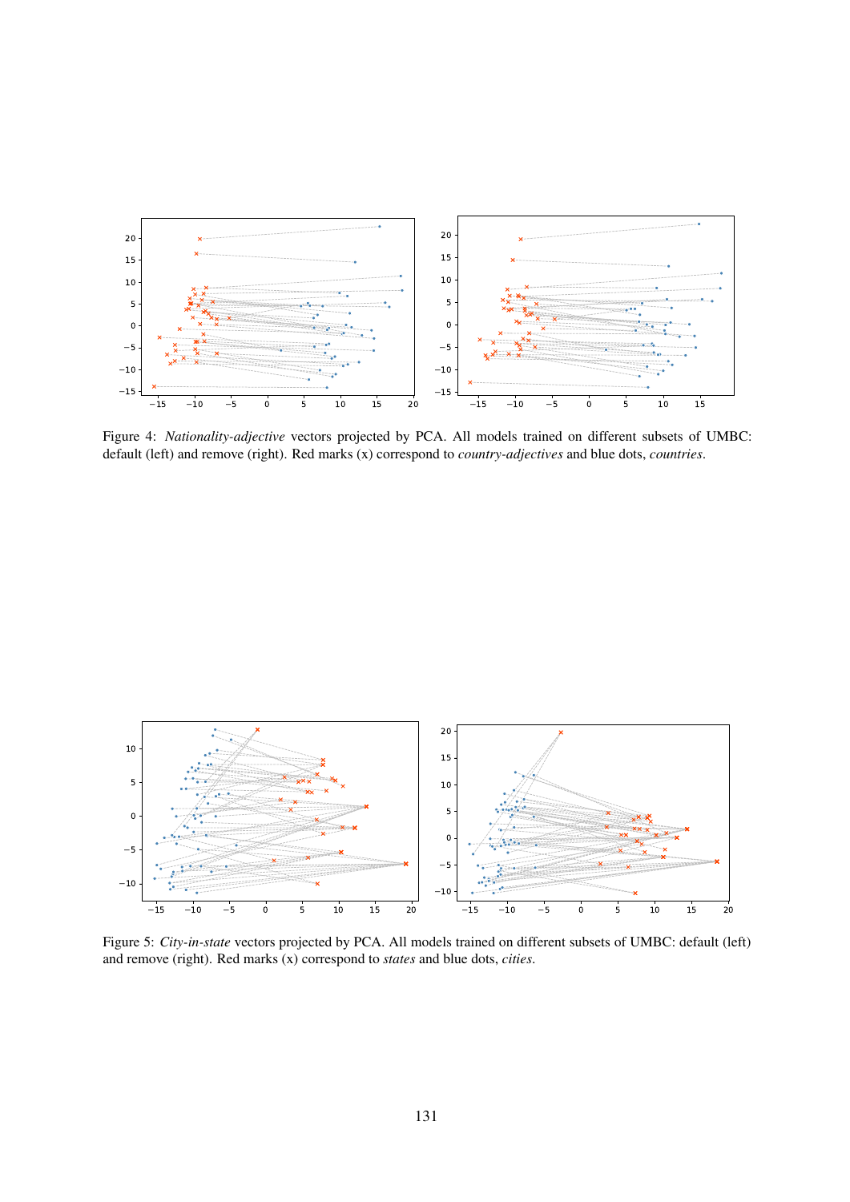20
15
10
5
0
−5
−10
−15

−15 −10 −5 0 5 10 15 20

20
15
10
5
0
−5
−10
−15

−15 −10 −5 0 5 10 15

Figure 4: *Nationality-adjective* vectors projected by PCA. All models trained on different subsets of UMBC: default (left) and remove (right). Red marks (x) correspond to *country-adjectives* and blue dots, *countries*.

10
5
0
−5
−10

−15 −10 −5 0 5 10 15 20

20
15
10
5
0
−5
−10

−15 −10 −5 0 5 10 15 20

Figure 5: *City-in-state* vectors projected by PCA. All models trained on different subsets of UMBC: default (left) and remove (right). Red marks (x) correspond to *states* and blue dots, *cities*.